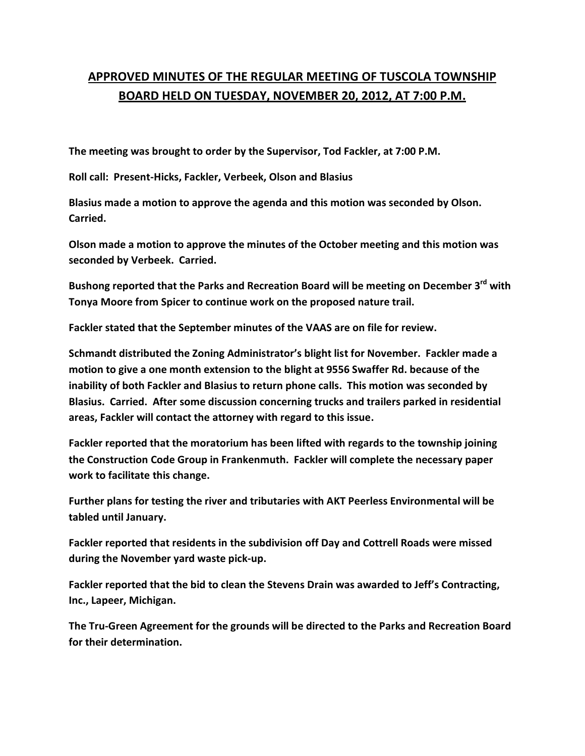# APPROVED MINUTES OF THE REGULAR MEETING OF TUSCOLA TOWNSHIP BOARD HELD ON TUESDAY, NOVEMBER 20, 2012, AT 7:00 P.M.

**The meeting was brought to order by the Supervisor, Tod Fackler, at 7:00 P.M.**

**Roll call: Present-Hicks, Fackler, Verbeek, Olson and Blasius**

**Blasius made a motion to approve the agenda and this motion was seconded by Olson. Carried.**

**Olson made a motion to approve the minutes of the October meeting and this motion was seconded by Verbeek. Carried.**

**Bushong reported that the Parks and Recreation Board will be meeting on December 3rd with Tonya Moore from Spicer to continue work on the proposed nature trail.**

**Fackler stated that the September minutes of the VAAS are on file for review.**

**Schmandt distributed the Zoning Administrator's blight list for November. Fackler made a motion to give a one month extension to the blight at 9556 Swaffer Rd. because of the inability of both Fackler and Blasius to return phone calls. This motion was seconded by Blasius. Carried. After some discussion concerning trucks and trailers parked in residential areas, Fackler will contact the attorney with regard to this issue.**

**Fackler reported that the moratorium has been lifted with regards to the township joining the Construction Code Group in Frankenmuth. Fackler will complete the necessary paper work to facilitate this change.**

**Further plans for testing the river and tributaries with AKT Peerless Environmental will be tabled until January.**

**Fackler reported that residents in the subdivision off Day and Cottrell Roads were missed during the November yard waste pick-up.**

**Fackler reported that the bid to clean the Stevens Drain was awarded to Jeff's Contracting, Inc., Lapeer, Michigan.**

**The Tru-Green Agreement for the grounds will be directed to the Parks and Recreation Board for their determination.**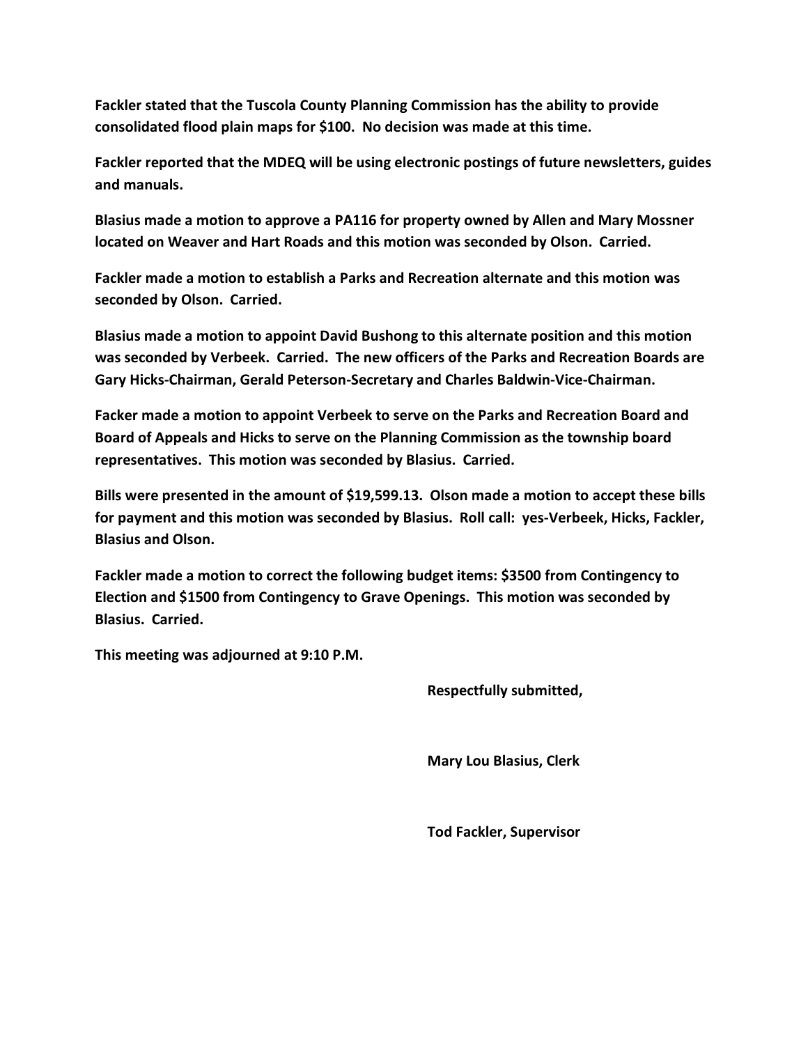**Fackler stated that the Tuscola County Planning Commission has the ability to provide consolidated flood plain maps for $100. No decision was made at this time.**

**Fackler reported that the MDEQ will be using electronic postings of future newsletters, guides and manuals.**

**Blasius made a motion to approve a PA116 for property owned by Allen and Mary Mossner located on Weaver and Hart Roads and this motion was seconded by Olson. Carried.**

**Fackler made a motion to establish a Parks and Recreation alternate and this motion was seconded by Olson. Carried.**

**Blasius made a motion to appoint David Bushong to this alternate position and this motion was seconded by Verbeek. Carried. The new officers of the Parks and Recreation Boards are Gary Hicks-Chairman, Gerald Peterson-Secretary and Charles Baldwin-Vice-Chairman.**

**Facker made a motion to appoint Verbeek to serve on the Parks and Recreation Board and Board of Appeals and Hicks to serve on the Planning Commission as the township board representatives. This motion was seconded by Blasius. Carried.**

**Bills were presented in the amount of $19,599.13. Olson made a motion to accept these bills for payment and this motion was seconded by Blasius. Roll call: yes-Verbeek, Hicks, Fackler, Blasius and Olson.**

**Fackler made a motion to correct the following budget items: $3500 from Contingency to Election and $1500 from Contingency to Grave Openings. This motion was seconded by Blasius. Carried.**

**This meeting was adjourned at 9:10 P.M.**

**Respectfully submitted,**

**Mary Lou Blasius, Clerk**

**Tod Fackler, Supervisor**